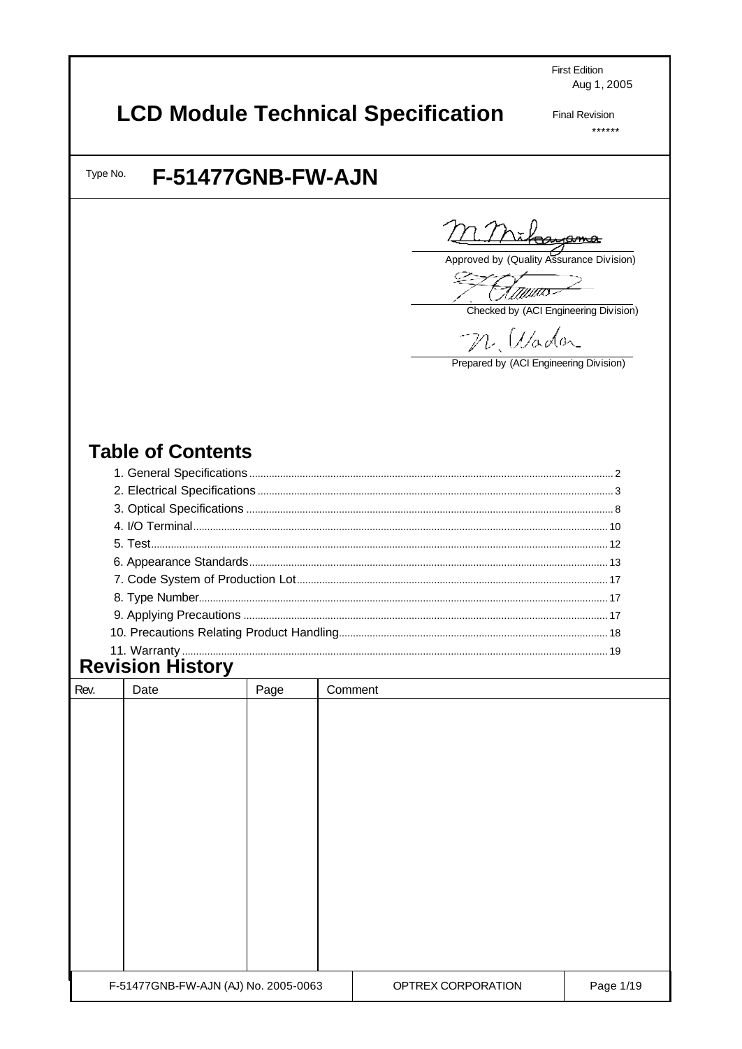First Edition
Aug 1, 2005

# LCD Module Technical Specification

Final Revision
******

Type No. **F-51477GNB-FW-AJN**

Approved by (Quality Assurance Division)

Checked by (ACI Engineering Division)

Prepared by (ACI Engineering Division)

## Table of Contents

1. General Specifications ........ 2
2. Electrical Specifications ........ 3
3. Optical Specifications ........ 8
4. I/O Terminal ........ 10
5. Test ........ 12
6. Appearance Standards ........ 13
7. Code System of Production Lot ........ 17
8. Type Number ........ 17
9. Applying Precautions ........ 17
10. Precautions Relating Product Handling ........ 18
11. Warranty ........ 19

## Revision History

| Rev. | Date | Page | Comment |
|---|---|---|---|
| | | | |

F-51477GNB-FW-AJN (AJ) No. 2005-0063 | OPTREX CORPORATION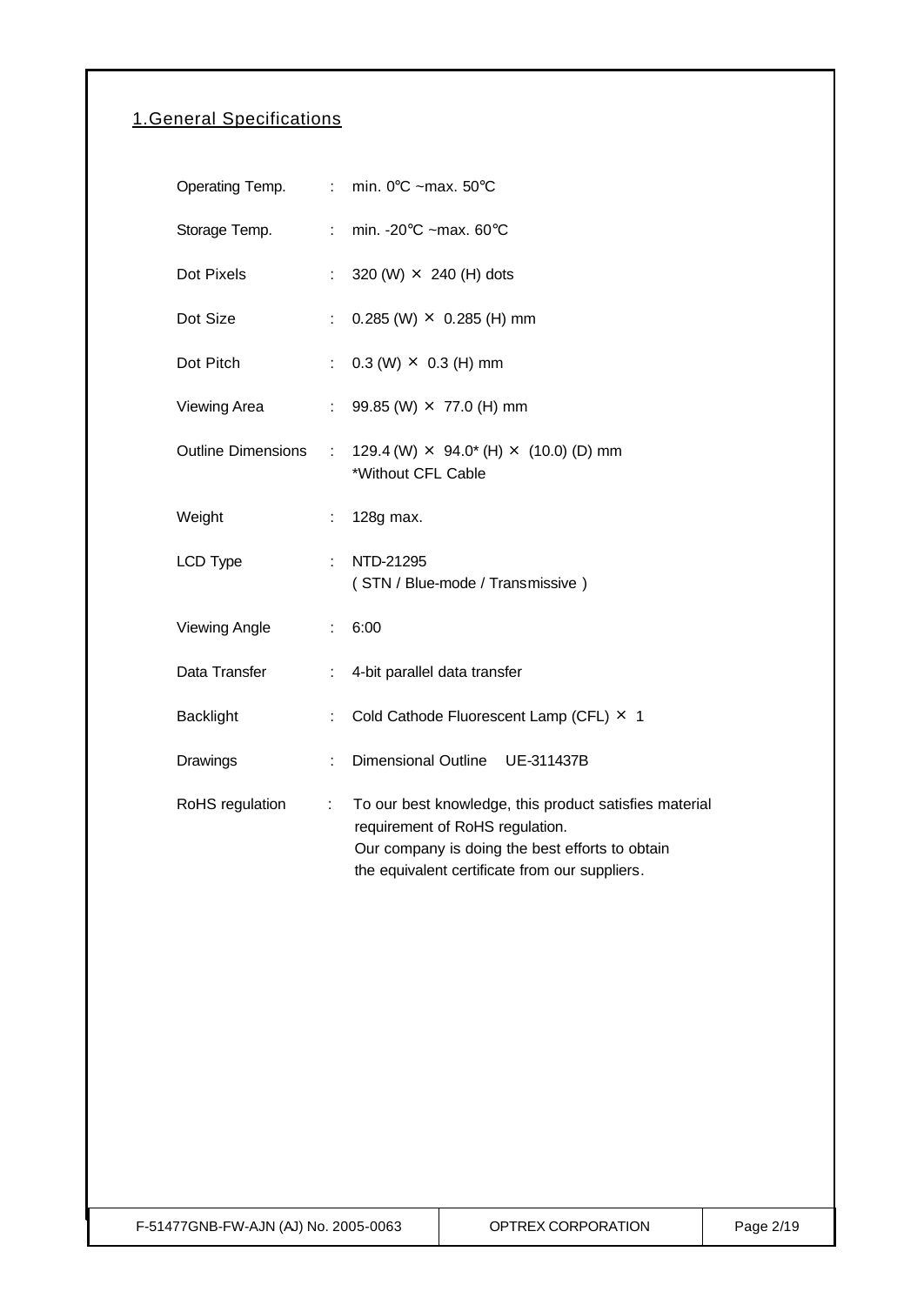## 1.General Specifications

| | | |
|---|---|---|
| Operating Temp. | : | min. 0℃ ~max. 50℃ |
| Storage Temp. | : | min. -20℃ ~max. 60℃ |
| Dot Pixels | : | 320 (W) × 240 (H) dots |
| Dot Size | : | 0.285 (W) × 0.285 (H) mm |
| Dot Pitch | : | 0.3 (W) × 0.3 (H) mm |
| Viewing Area | : | 99.85 (W) × 77.0 (H) mm |
| Outline Dimensions | : | 129.4 (W) × 94.0* (H) × (10.0) (D) mm<br>*Without CFL Cable |
| Weight | : | 128g max. |
| LCD Type | : | NTD-21295<br>( STN / Blue-mode / Transmissive ) |
| Viewing Angle | : | 6:00 |
| Data Transfer | : | 4-bit parallel data transfer |
| Backlight | : | Cold Cathode Fluorescent Lamp (CFL) × 1 |
| Drawings | : | Dimensional Outline UE-311437B |
| RoHS regulation | : | To our best knowledge, this product satisfies material requirement of RoHS regulation.<br>Our company is doing the best efforts to obtain the equivalent certificate from our suppliers. |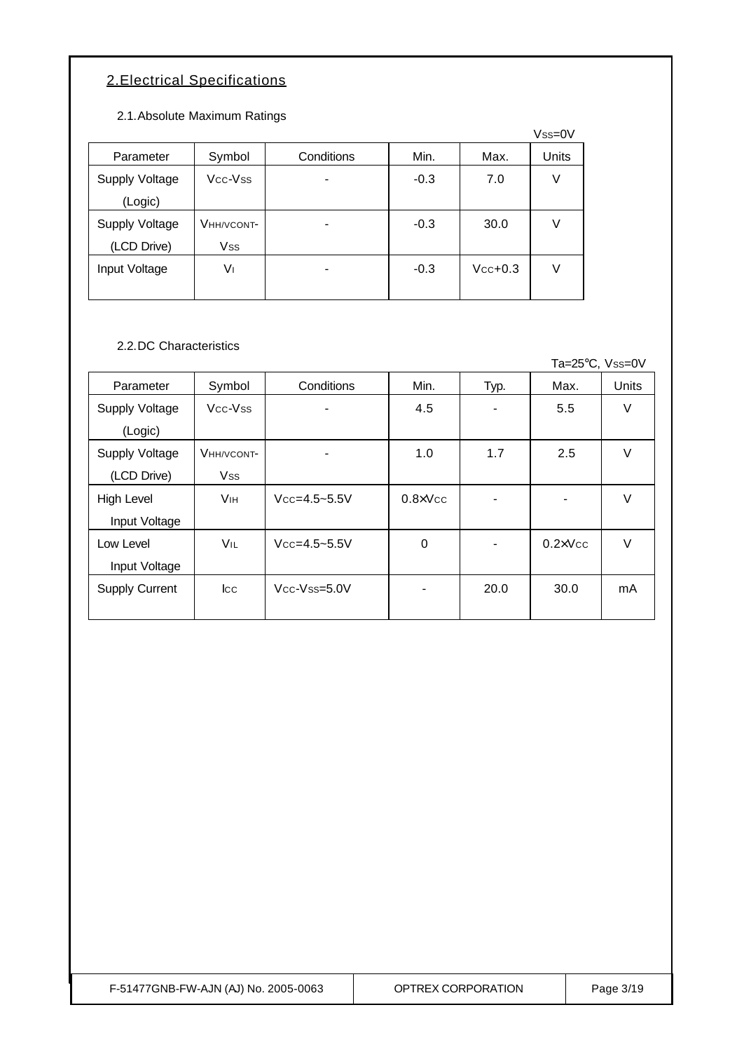## 2. Electrical Specifications

### 2.1. Absolute Maximum Ratings

$V_{SS}$=0V

| Parameter | Symbol | Conditions | Min. | Max. | Units |
|---|---|---|---|---|---|
| Supply Voltage (Logic) | $V_{CC}$-$V_{SS}$ | - | -0.3 | 7.0 | V |
| Supply Voltage (LCD Drive) | $V_{HH/VCONT}$-$V_{SS}$ | - | -0.3 | 30.0 | V |
| Input Voltage | $V_I$ | - | -0.3 | $V_{CC}$+0.3 | V |

### 2.2. DC Characteristics

Ta=25°C, $V_{SS}$=0V

| Parameter | Symbol | Conditions | Min. | Typ. | Max. | Units |
|---|---|---|---|---|---|---|
| Supply Voltage (Logic) | $V_{CC}$-$V_{SS}$ | - | 4.5 | - | 5.5 | V |
| Supply Voltage (LCD Drive) | $V_{HH/VCONT}$-$V_{SS}$ | - | 1.0 | 1.7 | 2.5 | V |
| High Level Input Voltage | $V_{IH}$ | $V_{CC}$=4.5~5.5V | 0.8×$V_{CC}$ | - | - | V |
| Low Level Input Voltage | $V_{IL}$ | $V_{CC}$=4.5~5.5V | 0 | - | 0.2×$V_{CC}$ | V |
| Supply Current | $I_{CC}$ | $V_{CC}$-$V_{SS}$=5.0V | - | 20.0 | 30.0 | mA |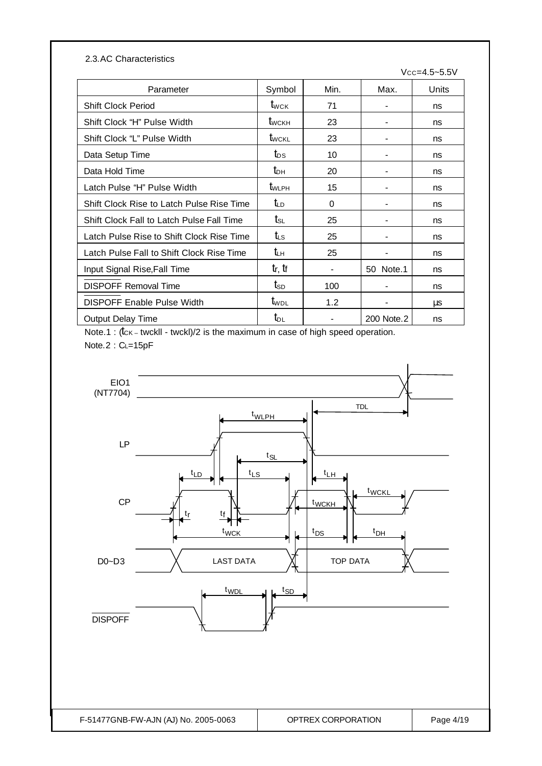## 2.3. AC Characteristics

$V_{CC}$=4.5~5.5V

| Parameter | Symbol | Min. | Max. | Units |
|---|---|---|---|---|
| Shift Clock Period | $t_{WCK}$ | 71 | - | ns |
| Shift Clock "H" Pulse Width | $t_{WCKH}$ | 23 | - | ns |
| Shift Clock "L" Pulse Width | $t_{WCKL}$ | 23 | - | ns |
| Data Setup Time | $t_{DS}$ | 10 | - | ns |
| Data Hold Time | $t_{DH}$ | 20 | - | ns |
| Latch Pulse "H" Pulse Width | $t_{WLPH}$ | 15 | - | ns |
| Shift Clock Rise to Latch Pulse Rise Time | $t_{LD}$ | 0 | - | ns |
| Shift Clock Fall to Latch Pulse Fall Time | $t_{SL}$ | 25 | - | ns |
| Latch Pulse Rise to Shift Clock Rise Time | $t_{LS}$ | 25 | - | ns |
| Latch Pulse Fall to Shift Clock Rise Time | $t_{LH}$ | 25 | - | ns |
| Input Signal Rise,Fall Time | $t_r$, $t_f$ | - | 50 Note.1 | ns |
| $\overline{\text{DISPOFF}}$ Removal Time | $t_{SD}$ | 100 | - | ns |
| $\overline{\text{DISPOFF}}$ Enable Pulse Width | $t_{WDL}$ | 1.2 | - | μs |
| Output Delay Time | $t_{DL}$ | - | 200 Note.2 | ns |

Note.1 : ($t_{CK}$ – twckll - twckl)/2 is the maximum in case of high speed operation.

Note.2 : $C_L$=15pF

EIO1 (NT7704)

TDL

$t_{WLPH}$

LP

$t_{SL}$

$t_{LD}$ $t_{LS}$ $t_{LH}$

$t_{WCKL}$

CP

$t_r$ $t_f$ $t_{WCKH}$

$t_{WCK}$ $t_{DS}$ $t_{DH}$

D0~D3 LAST DATA TOP DATA

$t_{WDL}$ $t_{SD}$

$\overline{\text{DISPOFF}}$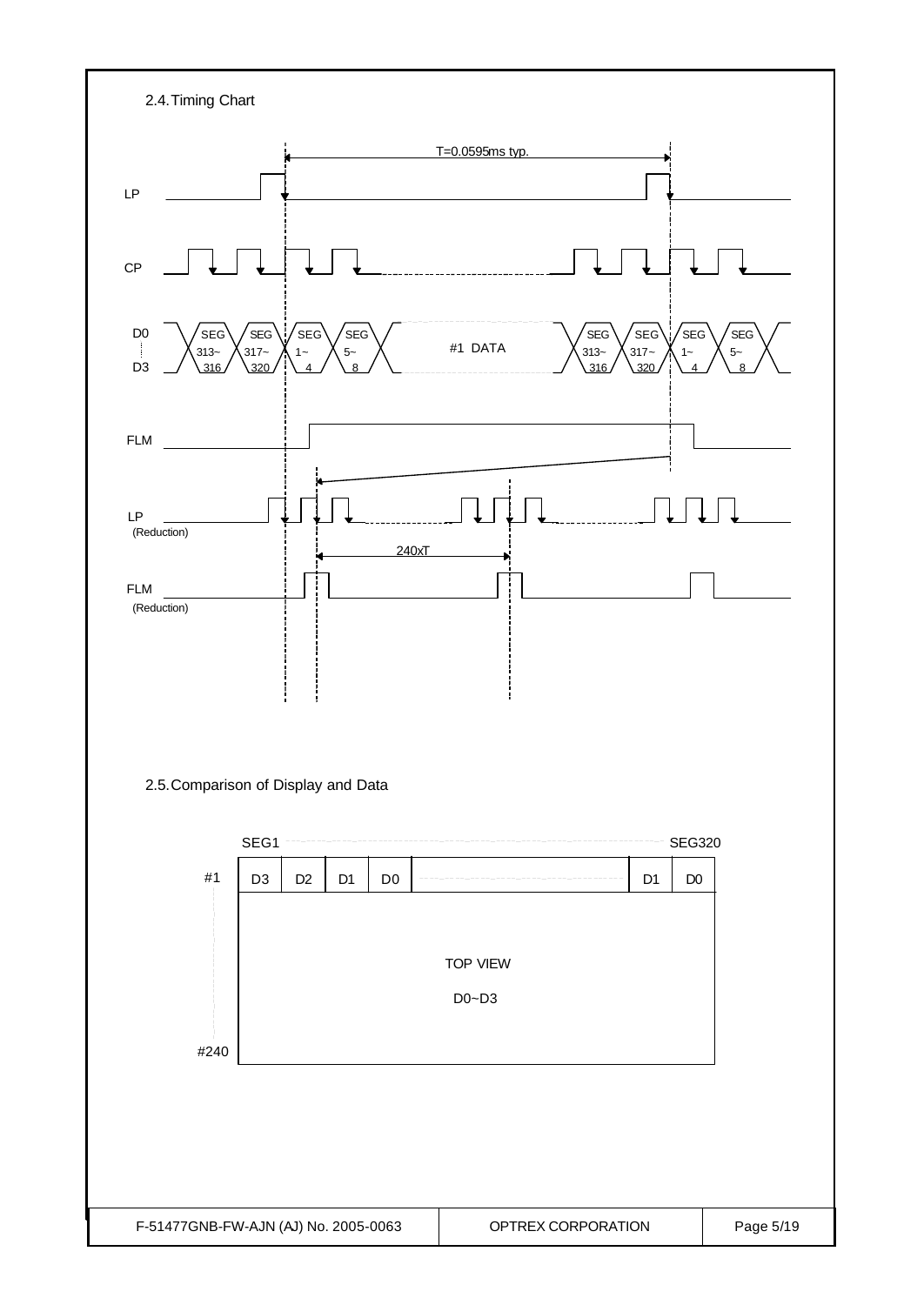## 2.4. Timing Chart

T=0.0595ms typ.

LP

CP

D0 ⋮ D3: SEG 313~316, SEG 317~320, SEG 1~4, SEG 5~8, #1 DATA, SEG 313~316, SEG 317~320, SEG 1~4, SEG 5~8

FLM

LP (Reduction)

240xT

FLM (Reduction)

## 2.5. Comparison of Display and Data

| | SEG1 | | | | | | SEG320 |
|---|---|---|---|---|---|---|---|
| #1 | D3 | D2 | D1 | D0 | | D1 | D0 |

TOP VIEW

D0~D3

#240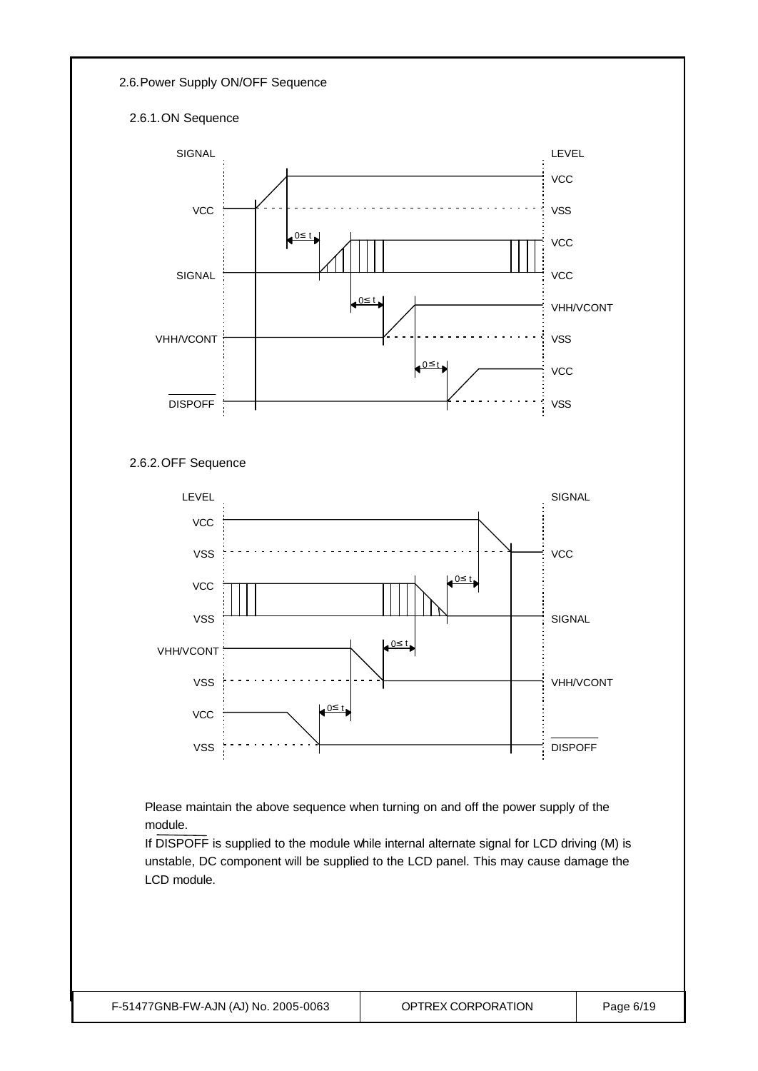## 2.6. Power Supply ON/OFF Sequence

### 2.6.1. ON Sequence

| SIGNAL | LEVEL |
|---|---|
| VCC | VCC / VSS |
| SIGNAL | VCC / VCC |
| VHH/VCONT | VHH/VCONT / VSS |
| DISPOFF | VCC / VSS |

$0 \leq t$ &nbsp; $0 \leq t$ &nbsp; $0 \leq t$

### 2.6.2. OFF Sequence

| LEVEL | SIGNAL |
|---|---|
| VCC / VSS | VCC |
| VCC / VSS | SIGNAL |
| VHH/VCONT / VSS | VHH/VCONT |
| VCC / VSS | DISPOFF |

$0 \leq t$ &nbsp; $0 \leq t$ &nbsp; $0 \leq t$

Please maintain the above sequence when turning on and off the power supply of the module.

If DISPOFF is supplied to the module while internal alternate signal for LCD driving (M) is unstable, DC component will be supplied to the LCD panel. This may cause damage the LCD module.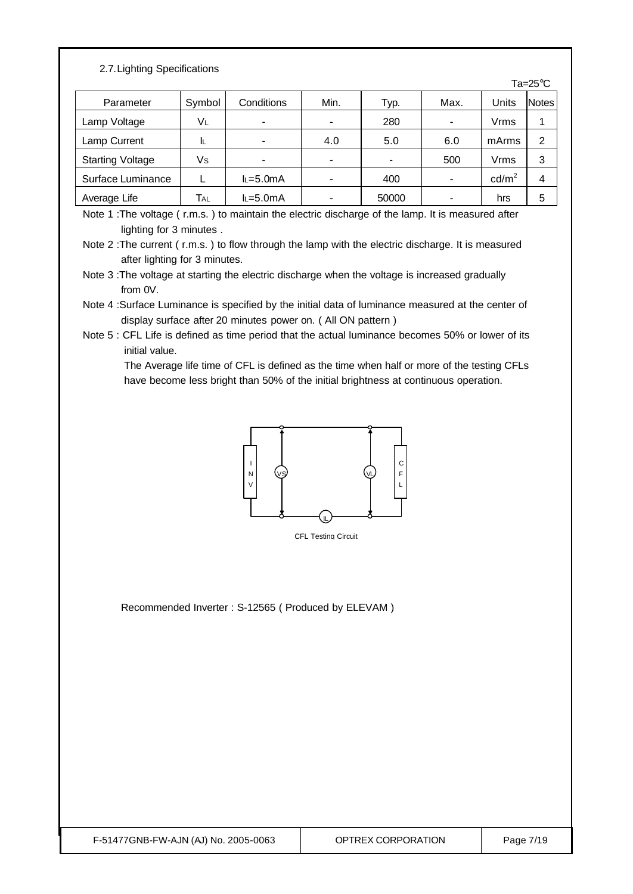## 2.7. Lighting Specifications

Ta=25℃

| Parameter | Symbol | Conditions | Min. | Typ. | Max. | Units | Notes |
|---|---|---|---|---|---|---|---|
| Lamp Voltage | $V_L$ | - | - | 280 | - | Vrms | 1 |
| Lamp Current | $I_L$ | - | 4.0 | 5.0 | 6.0 | mArms | 2 |
| Starting Voltage | $V_S$ | - | - | - | 500 | Vrms | 3 |
| Surface Luminance | L | $I_L$=5.0mA | - | 400 | - | cd/m$^2$ | 4 |
| Average Life | $T_{AL}$ | $I_L$=5.0mA | - | 50000 | - | hrs | 5 |

Note 1 :The voltage ( r.m.s. ) to maintain the electric discharge of the lamp. It is measured after lighting for 3 minutes .

Note 2 :The current ( r.m.s. ) to flow through the lamp with the electric discharge. It is measured after lighting for 3 minutes.

Note 3 :The voltage at starting the electric discharge when the voltage is increased gradually from 0V.

Note 4 :Surface Luminance is specified by the initial data of luminance measured at the center of display surface after 20 minutes power on. ( All ON pattern )

Note 5 : CFL Life is defined as time period that the actual luminance becomes 50% or lower of its initial value.

The Average life time of CFL is defined as the time when half or more of the testing CFLs have become less bright than 50% of the initial brightness at continuous operation.

CFL Testing Circuit

Recommended Inverter : S-12565 ( Produced by ELEVAM )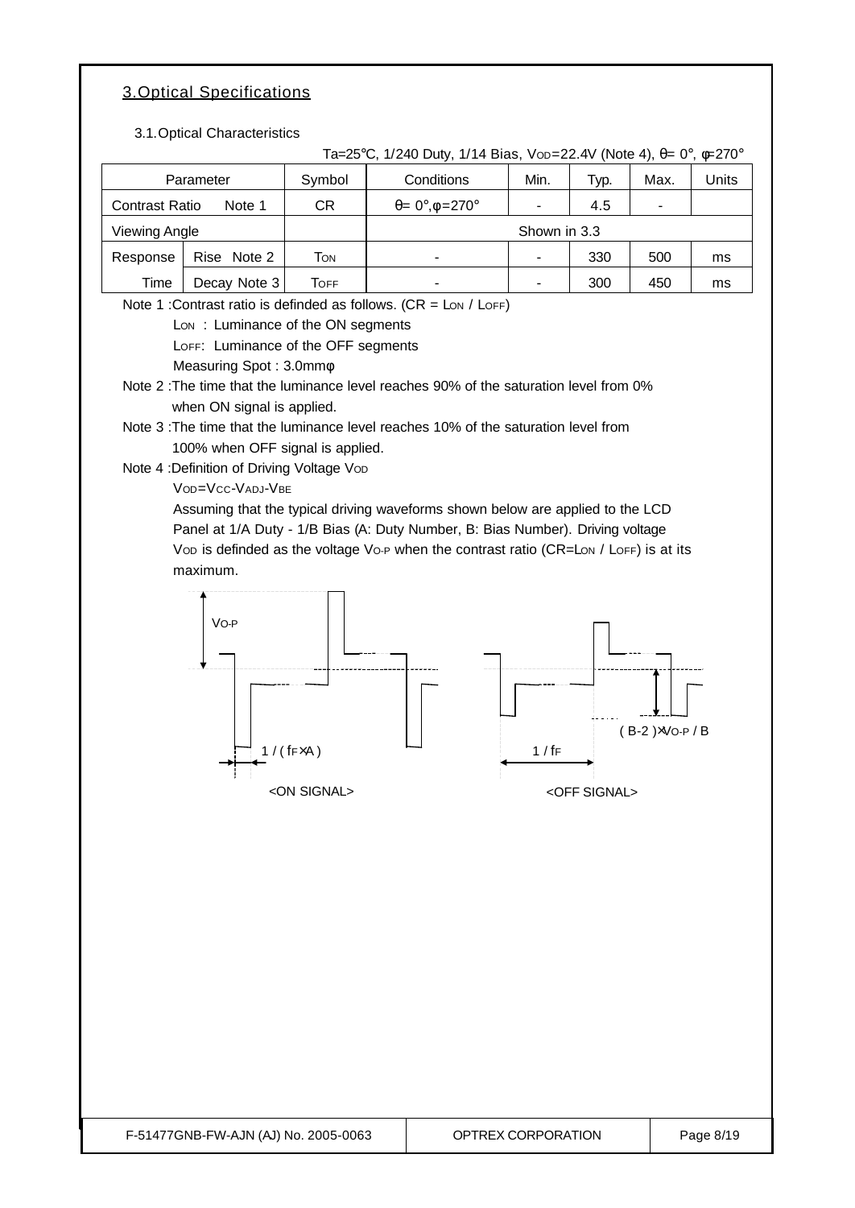## 3.Optical Specifications

### 3.1.Optical Characteristics

Ta=25°C, 1/240 Duty, 1/14 Bias, $V_{OD}$=22.4V (Note 4), θ= 0°, φ=270°

| Parameter | | Symbol | Conditions | Min. | Typ. | Max. | Units |
|---|---|---|---|---|---|---|---|
| Contrast Ratio Note 1 | | CR | θ= 0°,φ=270° | - | 4.5 | - | |
| Viewing Angle | | | Shown in 3.3 | | | | |
| Response Time | Rise Note 2 | $T_{ON}$ | - | - | 330 | 500 | ms |
| | Decay Note 3 | $T_{OFF}$ | - | - | 300 | 450 | ms |

Note 1 :Contrast ratio is definded as follows. (CR = $L_{ON}$ / $L_{OFF}$)

$L_{ON}$ : Luminance of the ON segments

$L_{OFF}$: Luminance of the OFF segments

Measuring Spot : 3.0mmφ

Note 2 :The time that the luminance level reaches 90% of the saturation level from 0% when ON signal is applied.

Note 3 :The time that the luminance level reaches 10% of the saturation level from 100% when OFF signal is applied.

Note 4 :Definition of Driving Voltage $V_{OD}$

$V_{OD}=V_{CC}-V_{ADJ}-V_{BE}$

Assuming that the typical driving waveforms shown below are applied to the LCD Panel at 1/A Duty - 1/B Bias (A: Duty Number, B: Bias Number). Driving voltage $V_{OD}$ is definded as the voltage $V_{O-P}$ when the contrast ratio (CR=$L_{ON}$ / $L_{OFF}$) is at its maximum.

$V_{O-P}$

1 / ( $f_F$×A )

<ON SIGNAL>

( B-2 )×$V_{O-P}$ / B

1 / $f_F$

<OFF SIGNAL>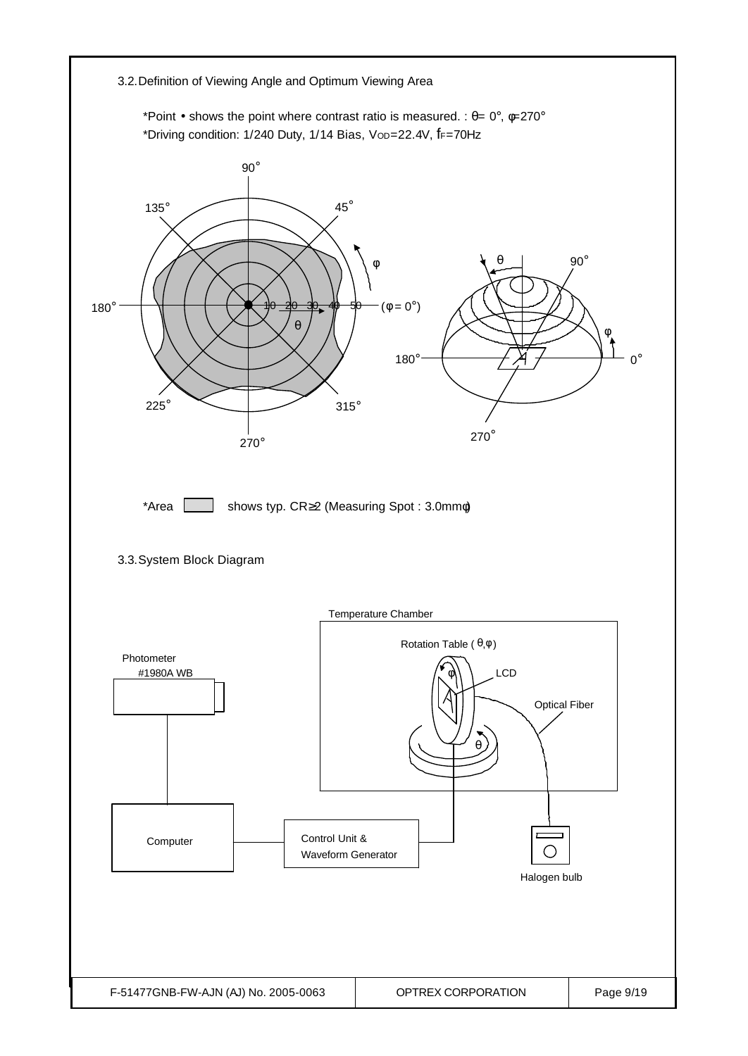## 3.2. Definition of Viewing Angle and Optimum Viewing Area

*Point • shows the point where contrast ratio is measured. : $\theta = 0°$, $\varphi = 270°$

*Driving condition: 1/240 Duty, 1/14 Bias, $V_{OD}$=22.4V, $f_F$=70Hz

*Area shows typ. CR≧2 (Measuring Spot : 3.0mmφ)

## 3.3. System Block Diagram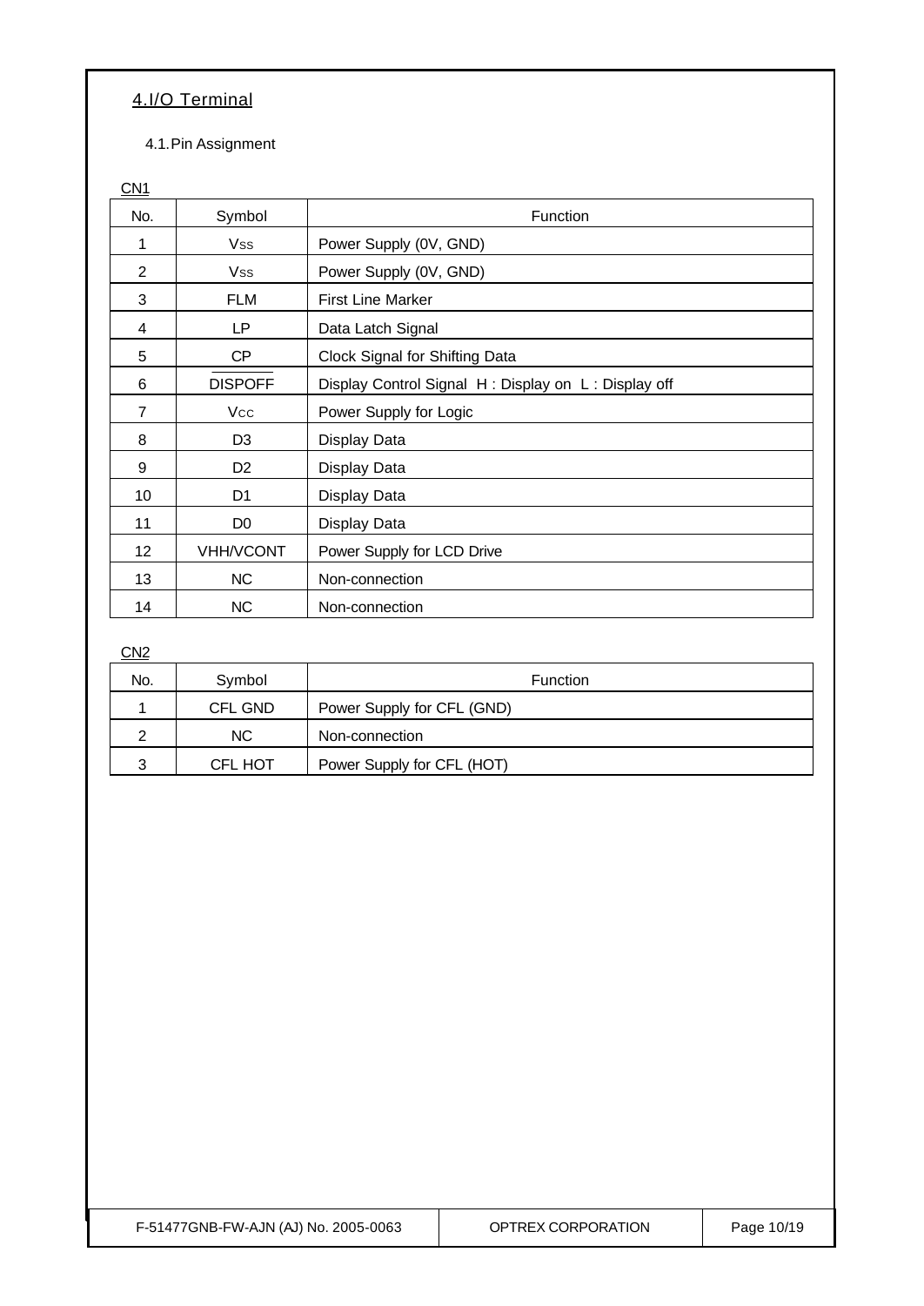## 4.I/O Terminal

### 4.1.Pin Assignment

CN1

| No. | Symbol | Function |
|---|---|---|
| 1 | $V_{SS}$ | Power Supply (0V, GND) |
| 2 | $V_{SS}$ | Power Supply (0V, GND) |
| 3 | FLM | First Line Marker |
| 4 | LP | Data Latch Signal |
| 5 | CP | Clock Signal for Shifting Data |
| 6 | $\overline{DISPOFF}$ | Display Control Signal H : Display on L : Display off |
| 7 | $V_{CC}$ | Power Supply for Logic |
| 8 | D3 | Display Data |
| 9 | D2 | Display Data |
| 10 | D1 | Display Data |
| 11 | D0 | Display Data |
| 12 | VHH/VCONT | Power Supply for LCD Drive |
| 13 | NC | Non-connection |
| 14 | NC | Non-connection |

CN2

| No. | Symbol | Function |
|---|---|---|
| 1 | CFL GND | Power Supply for CFL (GND) |
| 2 | NC | Non-connection |
| 3 | CFL HOT | Power Supply for CFL (HOT) |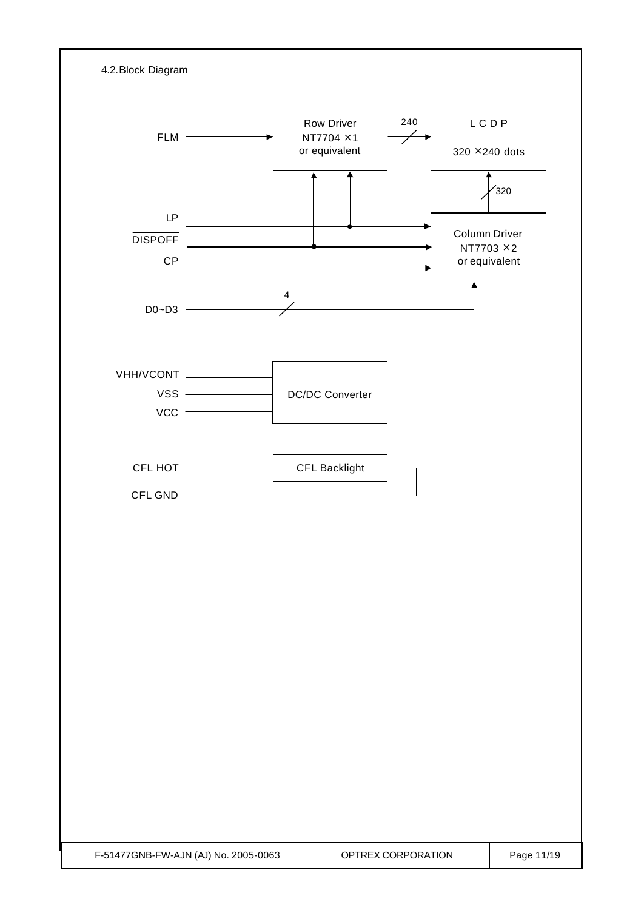4.2.Block Diagram

FLM

Row Driver
NT7704 ×1
or equivalent

240

L C D P

320 ×240 dots

320

LP

DISPOFF

CP

Column Driver
NT7703 ×2
or equivalent

4

D0~D3

VHH/VCONT

VSS

VCC

DC/DC Converter

CFL HOT

CFL Backlight

CFL GND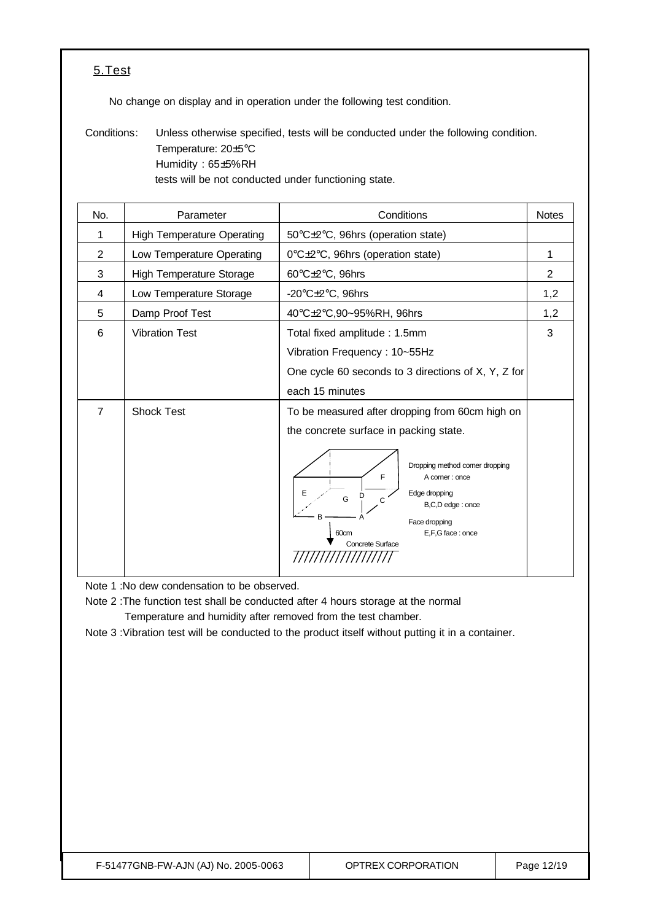## 5.Test

No change on display and in operation under the following test condition.

Conditions: Unless otherwise specified, tests will be conducted under the following condition.
Temperature: 20±5°C
Humidity : 65±5%RH
tests will be not conducted under functioning state.

| No. | Parameter | Conditions | Notes |
|---|---|---|---|
| 1 | High Temperature Operating | 50°C±2°C, 96hrs (operation state) | |
| 2 | Low Temperature Operating | 0°C±2°C, 96hrs (operation state) | 1 |
| 3 | High Temperature Storage | 60°C±2°C, 96hrs | 2 |
| 4 | Low Temperature Storage | -20°C±2°C, 96hrs | 1,2 |
| 5 | Damp Proof Test | 40°C±2°C,90~95%RH, 96hrs | 1,2 |
| 6 | Vibration Test | Total fixed amplitude : 1.5mm<br>Vibration Frequency : 10~55Hz<br>One cycle 60 seconds to 3 directions of X, Y, Z for each 15 minutes | 3 |
| 7 | Shock Test | To be measured after dropping from 60cm high on the concrete surface in packing state.<br>Dropping method corner dropping<br>A corner : once<br>Edge dropping<br>B,C,D edge : once<br>Face dropping<br>E,F,G face : once<br>60cm<br>Concrete Surface | |

Note 1 :No dew condensation to be observed.

Note 2 :The function test shall be conducted after 4 hours storage at the normal Temperature and humidity after removed from the test chamber.

Note 3 :Vibration test will be conducted to the product itself without putting it in a container.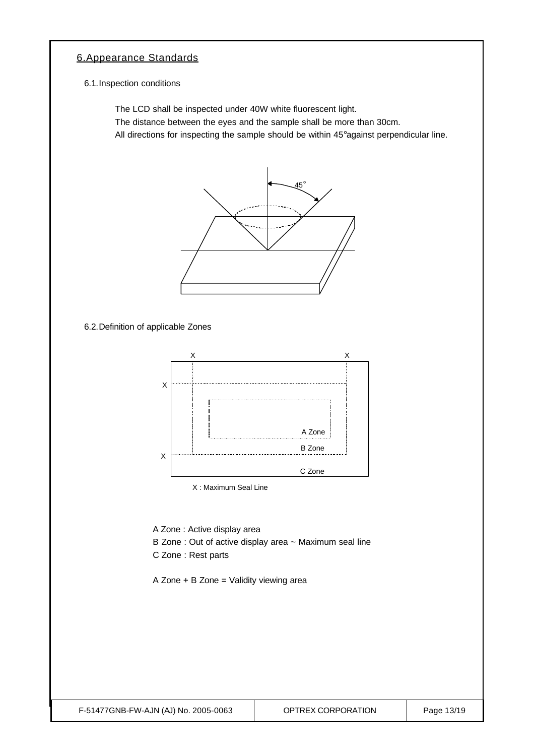## 6.Appearance Standards

### 6.1.Inspection conditions

The LCD shall be inspected under 40W white fluorescent light.
The distance between the eyes and the sample shall be more than 30cm.
All directions for inspecting the sample should be within 45°against perpendicular line.

### 6.2.Definition of applicable Zones

X : Maximum Seal Line

A Zone : Active display area
B Zone : Out of active display area ~ Maximum seal line
C Zone : Rest parts

A Zone + B Zone = Validity viewing area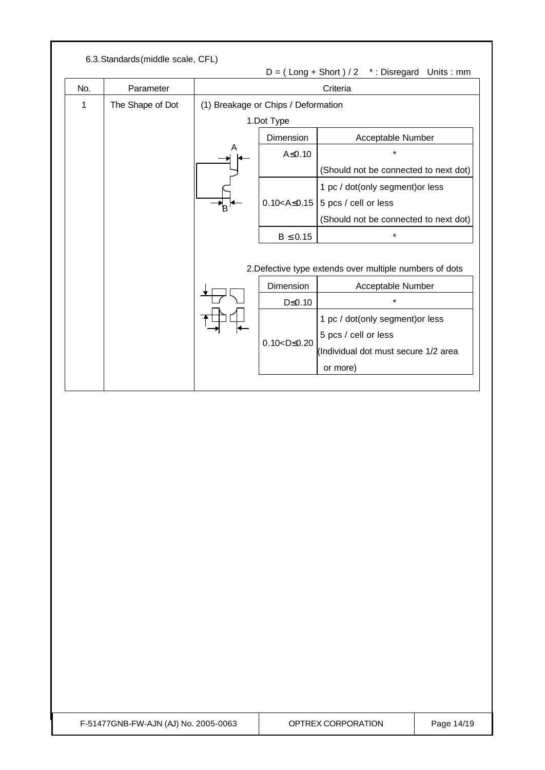### 6.3. Standards (middle scale, CFL)

D = ( Long + Short ) / 2 &nbsp;&nbsp; * : Disregard &nbsp;&nbsp; Units : mm

| No. | Parameter | Criteria |
|---|---|---|
| 1 | The Shape of Dot | (1) Breakage or Chips / Deformation |

1.Dot Type

| Dimension | Acceptable Number |
|---|---|
| A≤0.10 | * (Should not be connected to next dot) |
| 0.10<A≤0.15 | 1 pc / dot(only segment)or less<br>5 pcs / cell or less<br>(Should not be connected to next dot) |
| B ≤ 0.15 | * |

2.Defective type extends over multiple numbers of dots

| Dimension | Acceptable Number |
|---|---|
| D≤0.10 | * |
| 0.10<D≤0.20 | 1 pc / dot(only segment)or less<br>5 pcs / cell or less<br>(Individual dot must secure 1/2 area or more) |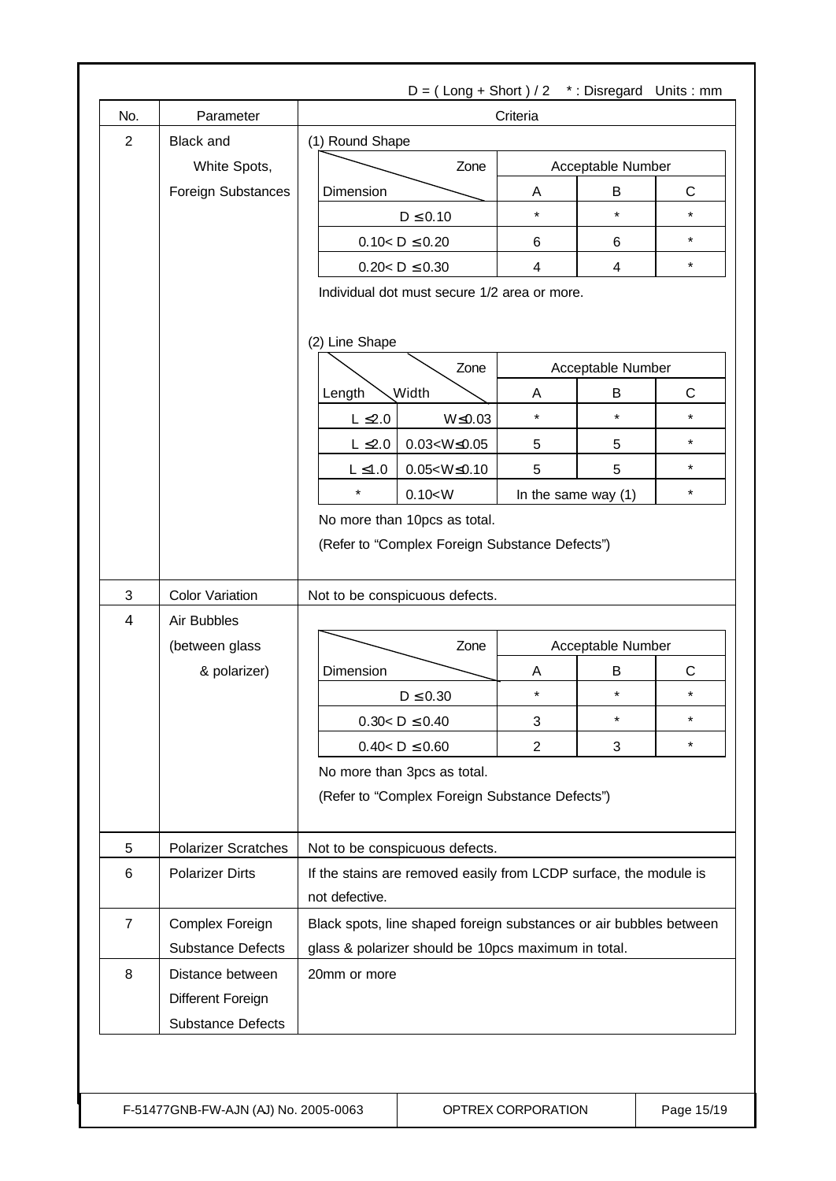D = ( Long + Short ) / 2 &nbsp;&nbsp; * : Disregard &nbsp;&nbsp; Units : mm

| No. | Parameter | Criteria |
|---|---|---|
| 2 | Black and White Spots, Foreign Substances | (1) Round Shape<br><br>See table (1) below.<br><br>Individual dot must secure 1/2 area or more.<br><br>(2) Line Shape<br><br>See table (2) below.<br><br>No more than 10pcs as total.<br>(Refer to “Complex Foreign Substance Defects”) |
| 3 | Color Variation | Not to be conspicuous defects. |
| 4 | Air Bubbles (between glass & polarizer) | See table (4) below.<br><br>No more than 3pcs as total.<br>(Refer to “Complex Foreign Substance Defects”) |
| 5 | Polarizer Scratches | Not to be conspicuous defects. |
| 6 | Polarizer Dirts | If the stains are removed easily from LCDP surface, the module is not defective. |
| 7 | Complex Foreign Substance Defects | Black spots, line shaped foreign substances or air bubbles between glass & polarizer should be 10pcs maximum in total. |
| 8 | Distance between Different Foreign Substance Defects | 20mm or more |

**(1) Round Shape**

| Dimension \ Zone | Acceptable Number A | Acceptable Number B | Acceptable Number C |
|---|---|---|---|
| $D \leq 0.10$ | * | * | * |
| $0.10 < D \leq 0.20$ | 6 | 6 | * |
| $0.20 < D \leq 0.30$ | 4 | 4 | * |

Individual dot must secure 1/2 area or more.

**(2) Line Shape**

| Length | Width \ Zone | Acceptable Number A | Acceptable Number B | Acceptable Number C |
|---|---|---|---|---|
| $L \leq 2.0$ | $W \leq 0.03$ | * | * | * |
| $L \leq 2.0$ | $0.03 < W \leq 0.05$ | 5 | 5 | * |
| $L \leq 1.0$ | $0.05 < W \leq 0.10$ | 5 | 5 | * |
| * | $0.10 < W$ | In the same way (1) | | * |

No more than 10pcs as total.

(Refer to “Complex Foreign Substance Defects”)

**(4) Air Bubbles (between glass & polarizer)**

| Dimension \ Zone | Acceptable Number A | Acceptable Number B | Acceptable Number C |
|---|---|---|---|
| $D \leq 0.30$ | * | * | * |
| $0.30 < D \leq 0.40$ | 3 | * | * |
| $0.40 < D \leq 0.60$ | 2 | 3 | * |

No more than 3pcs as total.

(Refer to “Complex Foreign Substance Defects”)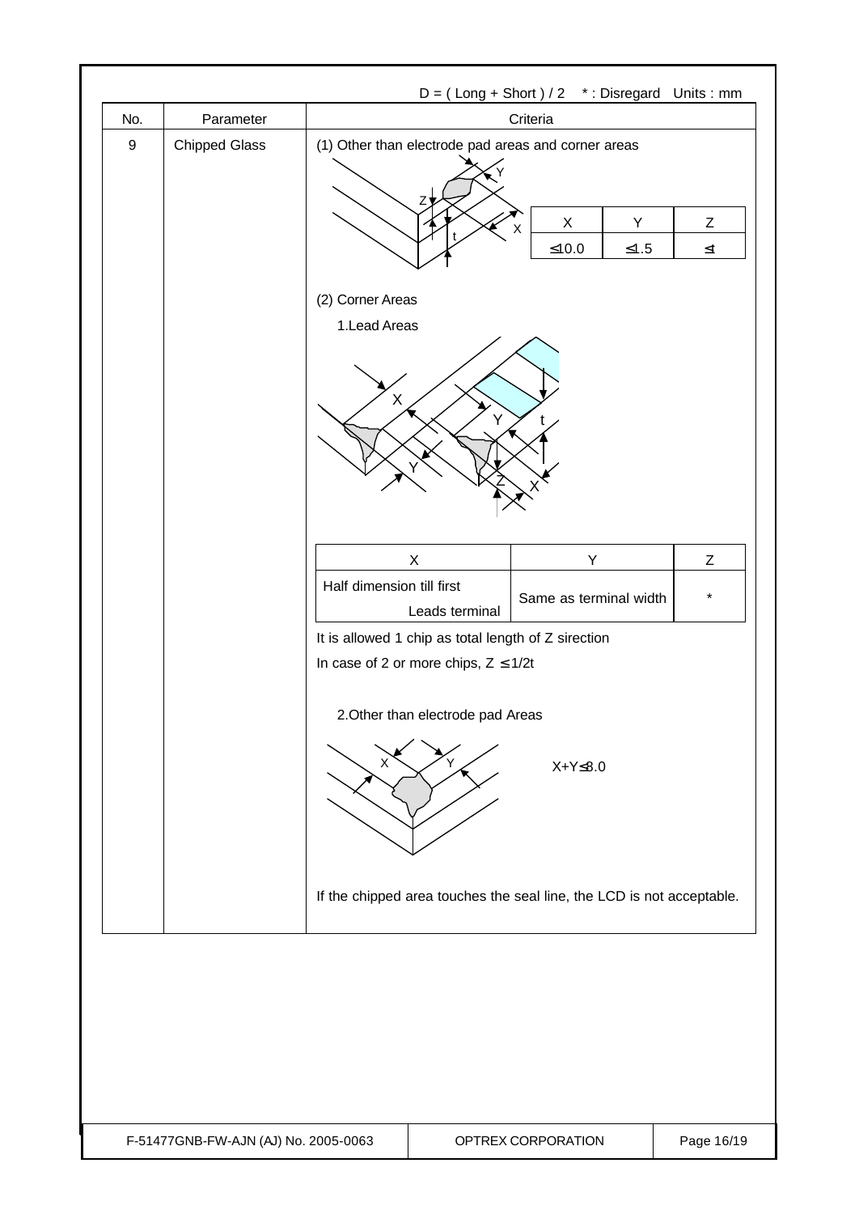D = ( Long + Short ) / 2  * : Disregard  Units : mm

| No. | Parameter | Criteria |
|---|---|---|
| 9 | Chipped Glass | (1) Other than electrode pad areas and corner areas |

| X | Y | Z |
|---|---|---|
| ≤10.0 | ≤1.5 | ≤t |

(2) Corner Areas

1.Lead Areas

| X | Y | Z |
|---|---|---|
| Half dimension till first Leads terminal | Same as terminal width | * |

It is allowed 1 chip as total length of Z sirection

In case of 2 or more chips, Z ≤ 1/2t

2.Other than electrode pad Areas

X+Y≤8.0

If the chipped area touches the seal line, the LCD is not acceptable.

F-51477GNB-FW-AJN (AJ) No. 2005-0063 | OPTREX CORPORATION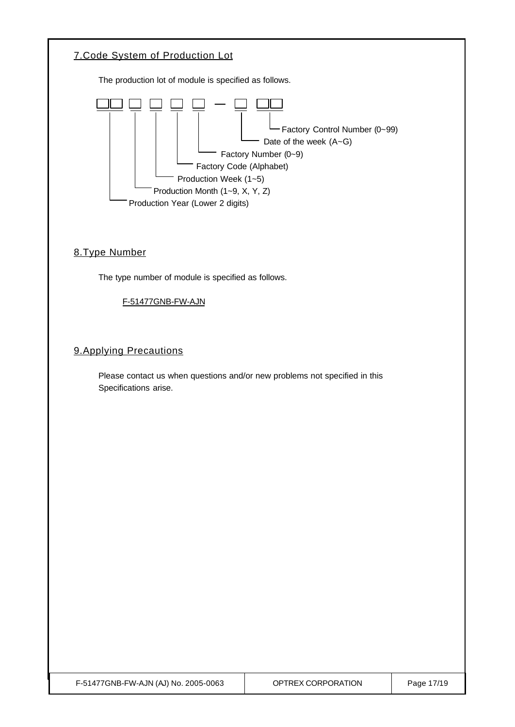## 7.Code System of Production Lot

The production lot of module is specified as follows.

```
□□ □ □ □ □ — □ □□
│  │ │ │ │   │  └─ Factory Control Number (0~99)
│  │ │ │ │   └──── Date of the week (A~G)
│  │ │ │ └──────── Factory Number (0~9)
│  │ │ └────────── Factory Code (Alphabet)
│  │ └──────────── Production Week (1~5)
│  └────────────── Production Month (1~9, X, Y, Z)
└───────────────── Production Year (Lower 2 digits)
```

## 8.Type Number

The type number of module is specified as follows.

F-51477GNB-FW-AJN

## 9.Applying Precautions

Please contact us when questions and/or new problems not specified in this Specifications arise.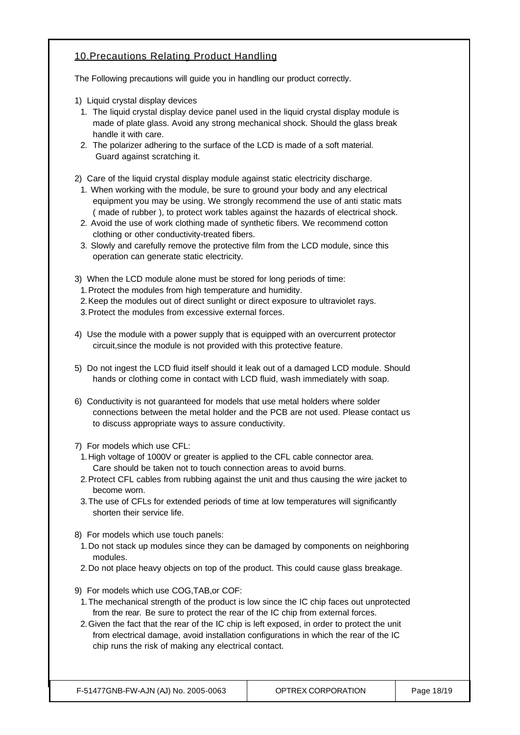## 10. Precautions Relating Product Handling

The Following precautions will guide you in handling our product correctly.

1) Liquid crystal display devices
   1. The liquid crystal display device panel used in the liquid crystal display module is made of plate glass. Avoid any strong mechanical shock. Should the glass break handle it with care.
   2. The polarizer adhering to the surface of the LCD is made of a soft material. Guard against scratching it.

2) Care of the liquid crystal display module against static electricity discharge.
   1. When working with the module, be sure to ground your body and any electrical equipment you may be using. We strongly recommend the use of anti static mats ( made of rubber ), to protect work tables against the hazards of electrical shock.
   2. Avoid the use of work clothing made of synthetic fibers. We recommend cotton clothing or other conductivity-treated fibers.
   3. Slowly and carefully remove the protective film from the LCD module, since this operation can generate static electricity.

3) When the LCD module alone must be stored for long periods of time:
   1. Protect the modules from high temperature and humidity.
   2. Keep the modules out of direct sunlight or direct exposure to ultraviolet rays.
   3. Protect the modules from excessive external forces.

4) Use the module with a power supply that is equipped with an overcurrent protector circuit,since the module is not provided with this protective feature.

5) Do not ingest the LCD fluid itself should it leak out of a damaged LCD module. Should hands or clothing come in contact with LCD fluid, wash immediately with soap.

6) Conductivity is not guaranteed for models that use metal holders where solder connections between the metal holder and the PCB are not used. Please contact us to discuss appropriate ways to assure conductivity.

7) For models which use CFL:
   1. High voltage of 1000V or greater is applied to the CFL cable connector area. Care should be taken not to touch connection areas to avoid burns.
   2. Protect CFL cables from rubbing against the unit and thus causing the wire jacket to become worn.
   3. The use of CFLs for extended periods of time at low temperatures will significantly shorten their service life.

8) For models which use touch panels:
   1. Do not stack up modules since they can be damaged by components on neighboring modules.
   2. Do not place heavy objects on top of the product. This could cause glass breakage.

9) For models which use COG,TAB,or COF:
   1. The mechanical strength of the product is low since the IC chip faces out unprotected from the rear. Be sure to protect the rear of the IC chip from external forces.
   2. Given the fact that the rear of the IC chip is left exposed, in order to protect the unit from electrical damage, avoid installation configurations in which the rear of the IC chip runs the risk of making any electrical contact.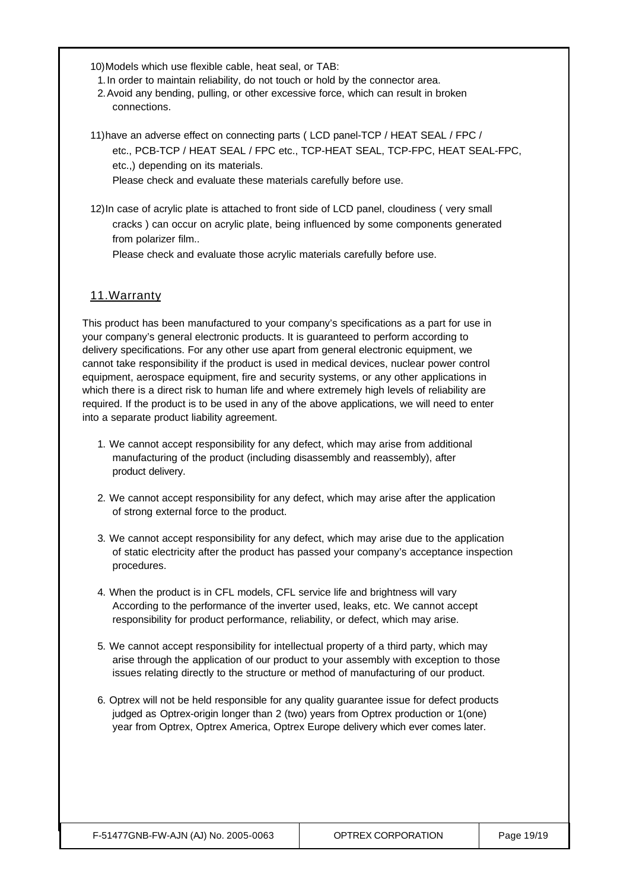10) Models which use flexible cable, heat seal, or TAB:
  1. In order to maintain reliability, do not touch or hold by the connector area.
  2. Avoid any bending, pulling, or other excessive force, which can result in broken connections.

11) have an adverse effect on connecting parts ( LCD panel-TCP / HEAT SEAL / FPC / etc., PCB-TCP / HEAT SEAL / FPC etc., TCP-HEAT SEAL, TCP-FPC, HEAT SEAL-FPC, etc.,) depending on its materials.
  Please check and evaluate these materials carefully before use.

12) In case of acrylic plate is attached to front side of LCD panel, cloudiness ( very small cracks ) can occur on acrylic plate, being influenced by some components generated from polarizer film..
  Please check and evaluate those acrylic materials carefully before use.

## 11.Warranty

This product has been manufactured to your company's specifications as a part for use in your company's general electronic products. It is guaranteed to perform according to delivery specifications. For any other use apart from general electronic equipment, we cannot take responsibility if the product is used in medical devices, nuclear power control equipment, aerospace equipment, fire and security systems, or any other applications in which there is a direct risk to human life and where extremely high levels of reliability are required. If the product is to be used in any of the above applications, we will need to enter into a separate product liability agreement.

1. We cannot accept responsibility for any defect, which may arise from additional manufacturing of the product (including disassembly and reassembly), after product delivery.

2. We cannot accept responsibility for any defect, which may arise after the application of strong external force to the product.

3. We cannot accept responsibility for any defect, which may arise due to the application of static electricity after the product has passed your company's acceptance inspection procedures.

4. When the product is in CFL models, CFL service life and brightness will vary According to the performance of the inverter used, leaks, etc. We cannot accept responsibility for product performance, reliability, or defect, which may arise.

5. We cannot accept responsibility for intellectual property of a third party, which may arise through the application of our product to your assembly with exception to those issues relating directly to the structure or method of manufacturing of our product.

6. Optrex will not be held responsible for any quality guarantee issue for defect products judged as Optrex-origin longer than 2 (two) years from Optrex production or 1(one) year from Optrex, Optrex America, Optrex Europe delivery which ever comes later.